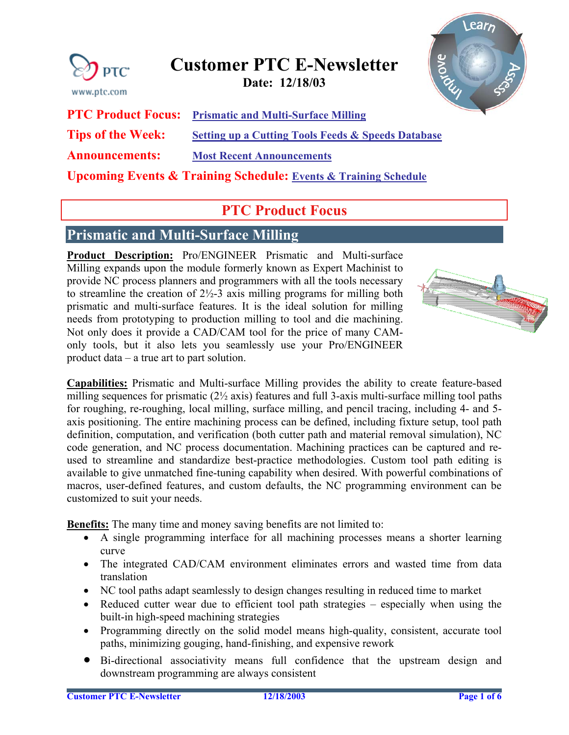# Customer PTC E-Newsletter

**Date: 12/18/03**

**PTC Product Focus:** [Prismatic and Multi-Surface Milling]

**Tips of the Week:** [Setting up a Cutting Tools Feeds & Speeds Database]

**Announcements:** [Most Recent Announcements]

**Upcoming Events & Training Schedule:** [Events & Training Schedule]

## PTC Product Focus

### Prismatic and Multi-Surface Milling

**Product Description:** Pro/ENGINEER Prismatic and Multi-surface Milling expands upon the module formerly known as Expert Machinist to provide NC process planners and programmers with all the tools necessary to streamline the creation of 2½-3 axis milling programs for milling both prismatic and multi-surface features. It is the ideal solution for milling needs from prototyping to production milling to tool and die machining. Not only does it provide a CAD/CAM tool for the price of many CAM-only tools, but it also lets you seamlessly use your Pro/ENGINEER product data – a true art to part solution.

**Capabilities:** Prismatic and Multi-surface Milling provides the ability to create feature-based milling sequences for prismatic (2½ axis) features and full 3-axis multi-surface milling tool paths for roughing, re-roughing, local milling, surface milling, and pencil tracing, including 4- and 5-axis positioning. The entire machining process can be defined, including fixture setup, tool path definition, computation, and verification (both cutter path and material removal simulation), NC code generation, and NC process documentation. Machining practices can be captured and re-used to streamline and standardize best-practice methodologies. Custom tool path editing is available to give unmatched fine-tuning capability when desired. With powerful combinations of macros, user-defined features, and custom defaults, the NC programming environment can be customized to suit your needs.

**Benefits:** The many time and money saving benefits are not limited to:

- A single programming interface for all machining processes means a shorter learning curve
- The integrated CAD/CAM environment eliminates errors and wasted time from data translation
- NC tool paths adapt seamlessly to design changes resulting in reduced time to market
- Reduced cutter wear due to efficient tool path strategies – especially when using the built-in high-speed machining strategies
- Programming directly on the solid model means high-quality, consistent, accurate tool paths, minimizing gouging, hand-finishing, and expensive rework
- Bi-directional associativity means full confidence that the upstream design and downstream programming are always consistent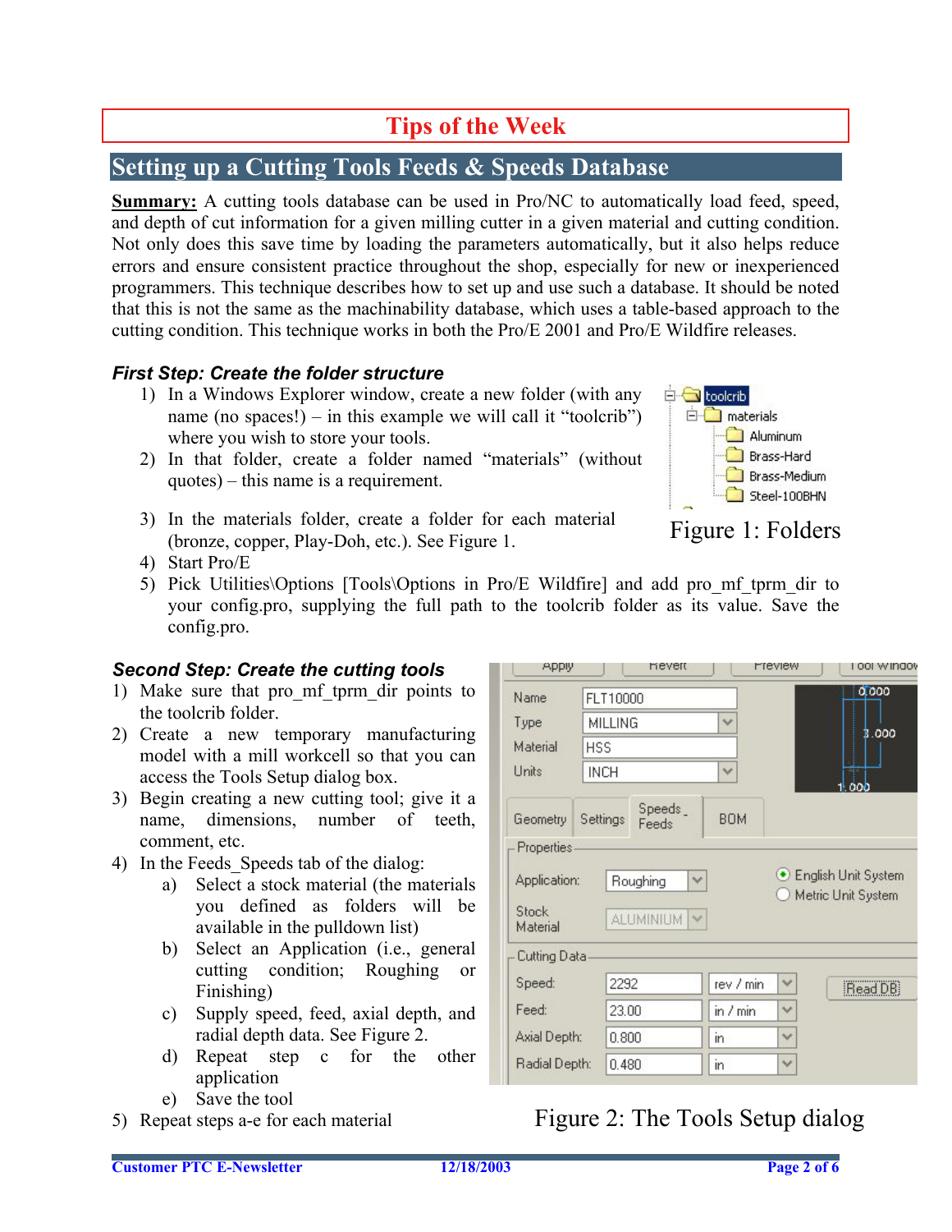# Tips of the Week

## Setting up a Cutting Tools Feeds & Speeds Database

**Summary:** A cutting tools database can be used in Pro/NC to automatically load feed, speed, and depth of cut information for a given milling cutter in a given material and cutting condition. Not only does this save time by loading the parameters automatically, but it also helps reduce errors and ensure consistent practice throughout the shop, especially for new or inexperienced programmers. This technique describes how to set up and use such a database. It should be noted that this is not the same as the machinability database, which uses a table-based approach to the cutting condition. This technique works in both the Pro/E 2001 and Pro/E Wildfire releases.

### *First Step: Create the folder structure*

1) In a Windows Explorer window, create a new folder (with any name (no spaces!) – in this example we will call it "toolcrib") where you wish to store your tools.
2) In that folder, create a folder named "materials" (without quotes) – this name is a requirement.
3) In the materials folder, create a folder for each material (bronze, copper, Play-Doh, etc.). See Figure 1.
4) Start Pro/E
5) Pick Utilities\Options [Tools\Options in Pro/E Wildfire] and add pro_mf_tprm_dir to your config.pro, supplying the full path to the toolcrib folder as its value. Save the config.pro.

Figure 1: Folders

### *Second Step: Create the cutting tools*

1) Make sure that pro_mf_tprm_dir points to the toolcrib folder.
2) Create a new temporary manufacturing model with a mill workcell so that you can access the Tools Setup dialog box.
3) Begin creating a new cutting tool; give it a name, dimensions, number of teeth, comment, etc.
4) In the Feeds_Speeds tab of the dialog:
   a) Select a stock material (the materials you defined as folders will be available in the pulldown list)
   b) Select an Application (i.e., general cutting condition; Roughing or Finishing)
   c) Supply speed, feed, axial depth, and radial depth data. See Figure 2.
   d) Repeat step c for the other application
   e) Save the tool
5) Repeat steps a-e for each material

Figure 2: The Tools Setup dialog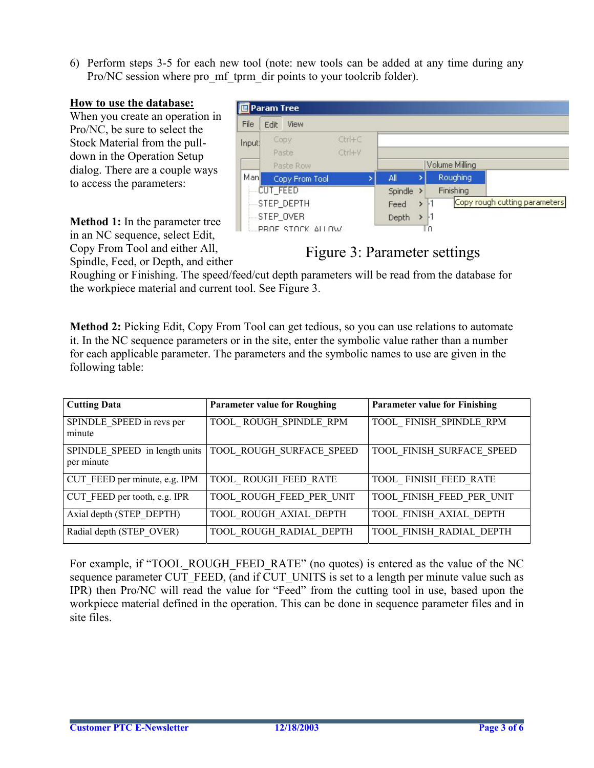6) Perform steps 3-5 for each new tool (note: new tools can be added at any time during any Pro/NC session where pro_mf_tprm_dir points to your toolcrib folder).

**How to use the database:**

When you create an operation in Pro/NC, be sure to select the Stock Material from the pull-down in the Operation Setup dialog. There are a couple ways to access the parameters:

**Method 1:** In the parameter tree in an NC sequence, select Edit, Copy From Tool and either All, Spindle, Feed, or Depth, and either Roughing or Finishing. The speed/feed/cut depth parameters will be read from the database for the workpiece material and current tool. See Figure 3.

Figure 3: Parameter settings

**Method 2:** Picking Edit, Copy From Tool can get tedious, so you can use relations to automate it. In the NC sequence parameters or in the site, enter the symbolic value rather than a number for each applicable parameter. The parameters and the symbolic names to use are given in the following table:

| Cutting Data | Parameter value for Roughing | Parameter value for Finishing |
|---|---|---|
| SPINDLE_SPEED in revs per minute | TOOL_ ROUGH_SPINDLE_RPM | TOOL_ FINISH_SPINDLE_RPM |
| SPINDLE_SPEED in length units per minute | TOOL_ROUGH_SURFACE_SPEED | TOOL_FINISH_SURFACE_SPEED |
| CUT_FEED per minute, e.g. IPM | TOOL_ ROUGH_FEED_RATE | TOOL_ FINISH_FEED_RATE |
| CUT_FEED per tooth, e.g. IPR | TOOL_ROUGH_FEED_PER_UNIT | TOOL_FINISH_FEED_PER_UNIT |
| Axial depth (STEP_DEPTH) | TOOL_ROUGH_AXIAL_DEPTH | TOOL_FINISH_AXIAL_DEPTH |
| Radial depth (STEP_OVER) | TOOL_ROUGH_RADIAL_DEPTH | TOOL_FINISH_RADIAL_DEPTH |

For example, if "TOOL_ROUGH_FEED_RATE" (no quotes) is entered as the value of the NC sequence parameter CUT_FEED, (and if CUT_UNITS is set to a length per minute value such as IPR) then Pro/NC will read the value for "Feed" from the cutting tool in use, based upon the workpiece material defined in the operation. This can be done in sequence parameter files and in site files.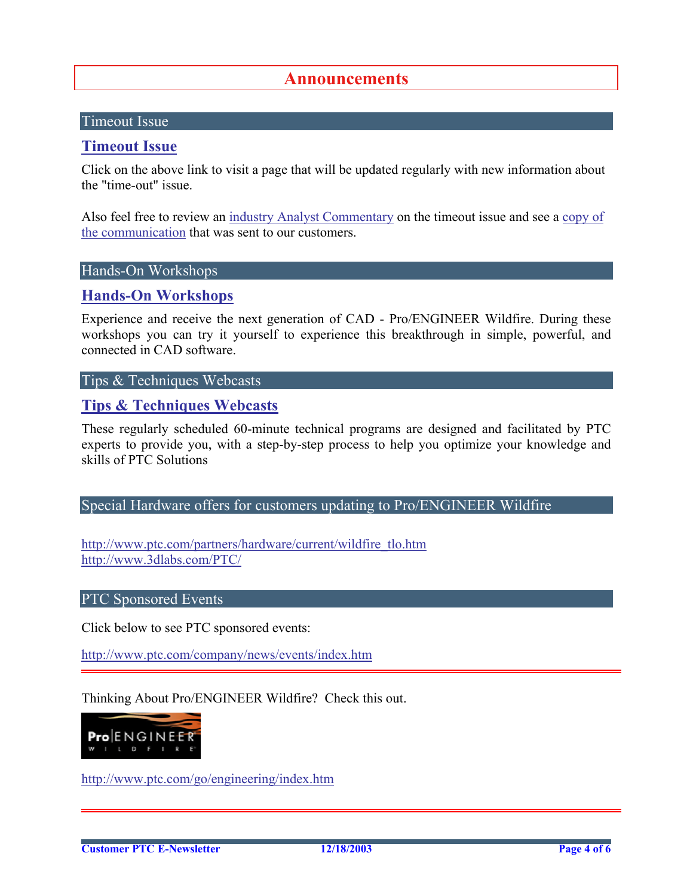# Announcements

## Timeout Issue

### Timeout Issue

Click on the above link to visit a page that will be updated regularly with new information about the "time-out" issue.

Also feel free to review an industry Analyst Commentary on the timeout issue and see a copy of the communication that was sent to our customers.

## Hands-On Workshops

### Hands-On Workshops

Experience and receive the next generation of CAD - Pro/ENGINEER Wildfire. During these workshops you can try it yourself to experience this breakthrough in simple, powerful, and connected in CAD software.

## Tips & Techniques Webcasts

### Tips & Techniques Webcasts

These regularly scheduled 60-minute technical programs are designed and facilitated by PTC experts to provide you, with a step-by-step process to help you optimize your knowledge and skills of PTC Solutions

## Special Hardware offers for customers updating to Pro/ENGINEER Wildfire

http://www.ptc.com/partners/hardware/current/wildfire_tlo.htm
http://www.3dlabs.com/PTC/

## PTC Sponsored Events

Click below to see PTC sponsored events:

http://www.ptc.com/company/news/events/index.htm

---

Thinking About Pro/ENGINEER Wildfire? Check this out.

http://www.ptc.com/go/engineering/index.htm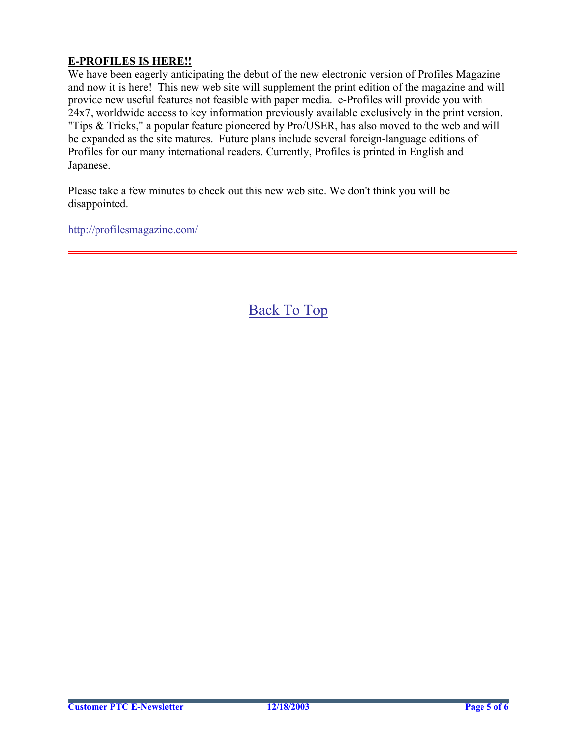**E-PROFILES IS HERE!!**

We have been eagerly anticipating the debut of the new electronic version of Profiles Magazine and now it is here! This new web site will supplement the print edition of the magazine and will provide new useful features not feasible with paper media. e-Profiles will provide you with 24x7, worldwide access to key information previously available exclusively in the print version. "Tips & Tricks," a popular feature pioneered by Pro/USER, has also moved to the web and will be expanded as the site matures. Future plans include several foreign-language editions of Profiles for our many international readers. Currently, Profiles is printed in English and Japanese.

Please take a few minutes to check out this new web site. We don't think you will be disappointed.

http://profilesmagazine.com/

---

Back To Top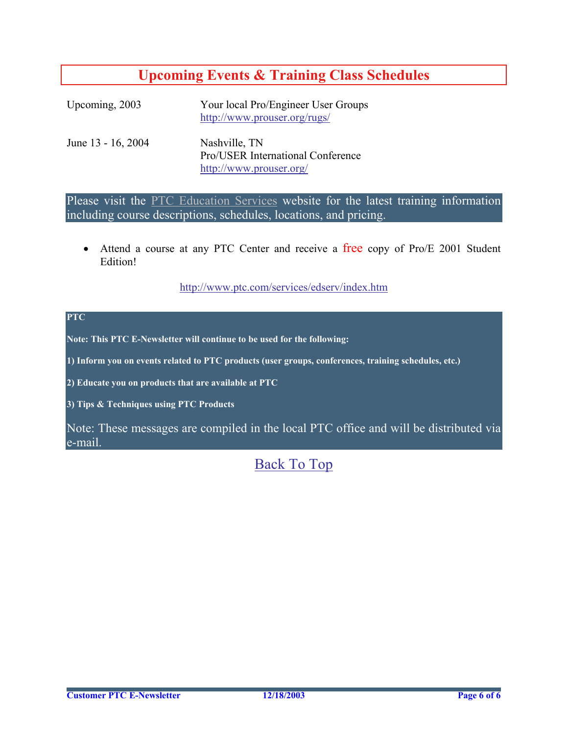## Upcoming Events & Training Class Schedules

| | |
|---|---|
| Upcoming, 2003 | Your local Pro/Engineer User Groups<br>http://www.prouser.org/rugs/ |
| June 13 - 16, 2004 | Nashville, TN<br>Pro/USER International Conference<br>http://www.prouser.org/ |

Please visit the PTC Education Services website for the latest training information including course descriptions, schedules, locations, and pricing.

- Attend a course at any PTC Center and receive a free copy of Pro/E 2001 Student Edition!

http://www.ptc.com/services/edserv/index.htm

**PTC**

**Note: This PTC E-Newsletter will continue to be used for the following:**

**1) Inform you on events related to PTC products (user groups, conferences, training schedules, etc.)**

**2) Educate you on products that are available at PTC**

**3) Tips & Techniques using PTC Products**

Note: These messages are compiled in the local PTC office and will be distributed via e-mail.

Back To Top